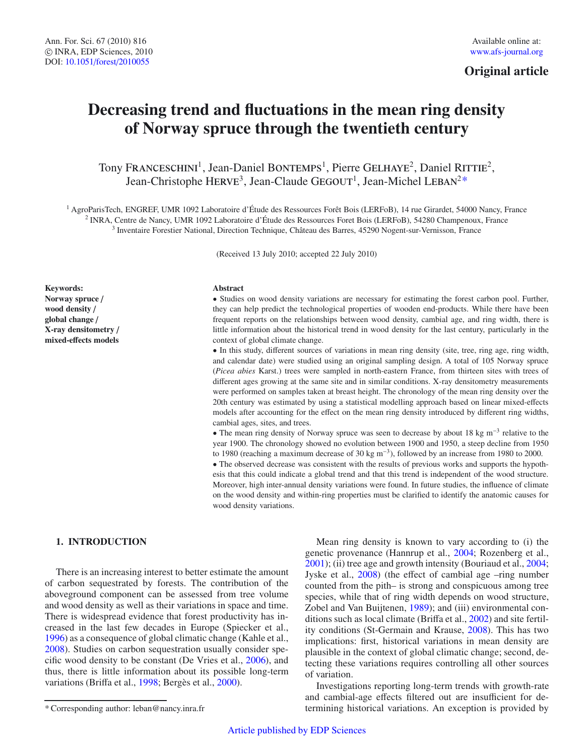Original article

# Decreasing trend and fluctuations in the mean ring density of Norway spruce through the twentieth century

Tony Franceschini[1], Jean-Daniel Bontemps[1], Pierre Gelhaye[2], Daniel Rittie[2], Jean-Christophe Herve[3], Jean-Claude Gegout[1], Jean-Michel Leban[2*]

[1] AgroParisTech, ENGREF, UMR 1092 Laboratoire d'Étude des Ressources Forêt Bois (LERFoB), 14 rue Girardet, 54000 Nancy, France
[2] INRA, Centre de Nancy, UMR 1092 Laboratoire d'Étude des Ressources Foret Bois (LERFoB), 54280 Champenoux, France
[3] Inventaire Forestier National, Direction Technique, Château des Barres, 45290 Nogent-sur-Vernisson, France

(Received 13 July 2010; accepted 22 July 2010)

**Keywords:**
**Norway spruce /**
**wood density /**
**global change /**
**X-ray densitometry /**
**mixed-effects models**

**Abstract**

- Studies on wood density variations are necessary for estimating the forest carbon pool. Further, they can help predict the technological properties of wooden end-products. While there have been frequent reports on the relationships between wood density, cambial age, and ring width, there is little information about the historical trend in wood density for the last century, particularly in the context of global climate change.
- In this study, different sources of variations in mean ring density (site, tree, ring age, ring width, and calendar date) were studied using an original sampling design. A total of 105 Norway spruce (*Picea abies* Karst.) trees were sampled in north-eastern France, from thirteen sites with trees of different ages growing at the same site and in similar conditions. X-ray densitometry measurements were performed on samples taken at breast height. The chronology of the mean ring density over the 20th century was estimated by using a statistical modelling approach based on linear mixed-effects models after accounting for the effect on the mean ring density introduced by different ring widths, cambial ages, sites, and trees.
- The mean ring density of Norway spruce was seen to decrease by about 18 kg $m^{-3}$ relative to the year 1900. The chronology showed no evolution between 1900 and 1950, a steep decline from 1950 to 1980 (reaching a maximum decrease of 30 kg $m^{-3}$), followed by an increase from 1980 to 2000.
- The observed decrease was consistent with the results of previous works and supports the hypothesis that this could indicate a global trend and that this trend is independent of the wood structure. Moreover, high inter-annual density variations were found. In future studies, the influence of climate on the wood density and within-ring properties must be clarified to identify the anatomic causes for wood density variations.

## 1. INTRODUCTION

There is an increasing interest to better estimate the amount of carbon sequestrated by forests. The contribution of the aboveground component can be assessed from tree volume and wood density as well as their variations in space and time. There is widespread evidence that forest productivity has increased in the last few decades in Europe (Spiecker et al., 1996) as a consequence of global climatic change (Kahle et al., 2008). Studies on carbon sequestration usually consider specific wood density to be constant (De Vries et al., 2006), and thus, there is little information about its possible long-term variations (Briffa et al., 1998; Bergès et al., 2000).

Mean ring density is known to vary according to (i) the genetic provenance (Hannrup et al., 2004; Rozenberg et al., 2001); (ii) tree age and growth intensity (Bouriaud et al., 2004; Jyske et al., 2008) (the effect of cambial age –ring number counted from the pith– is strong and conspicuous among tree species, while that of ring width depends on wood structure, Zobel and Van Buijtenen, 1989); and (iii) environmental conditions such as local climate (Briffa et al., 2002) and site fertility conditions (St-Germain and Krause, 2008). This has two implications: first, historical variations in mean density are plausible in the context of global climatic change; second, detecting these variations requires controlling all other sources of variation.

Investigations reporting long-term trends with growth-rate and cambial-age effects filtered out are insufficient for determining historical variations. An exception is provided by

\* Corresponding author: leban@nancy.inra.fr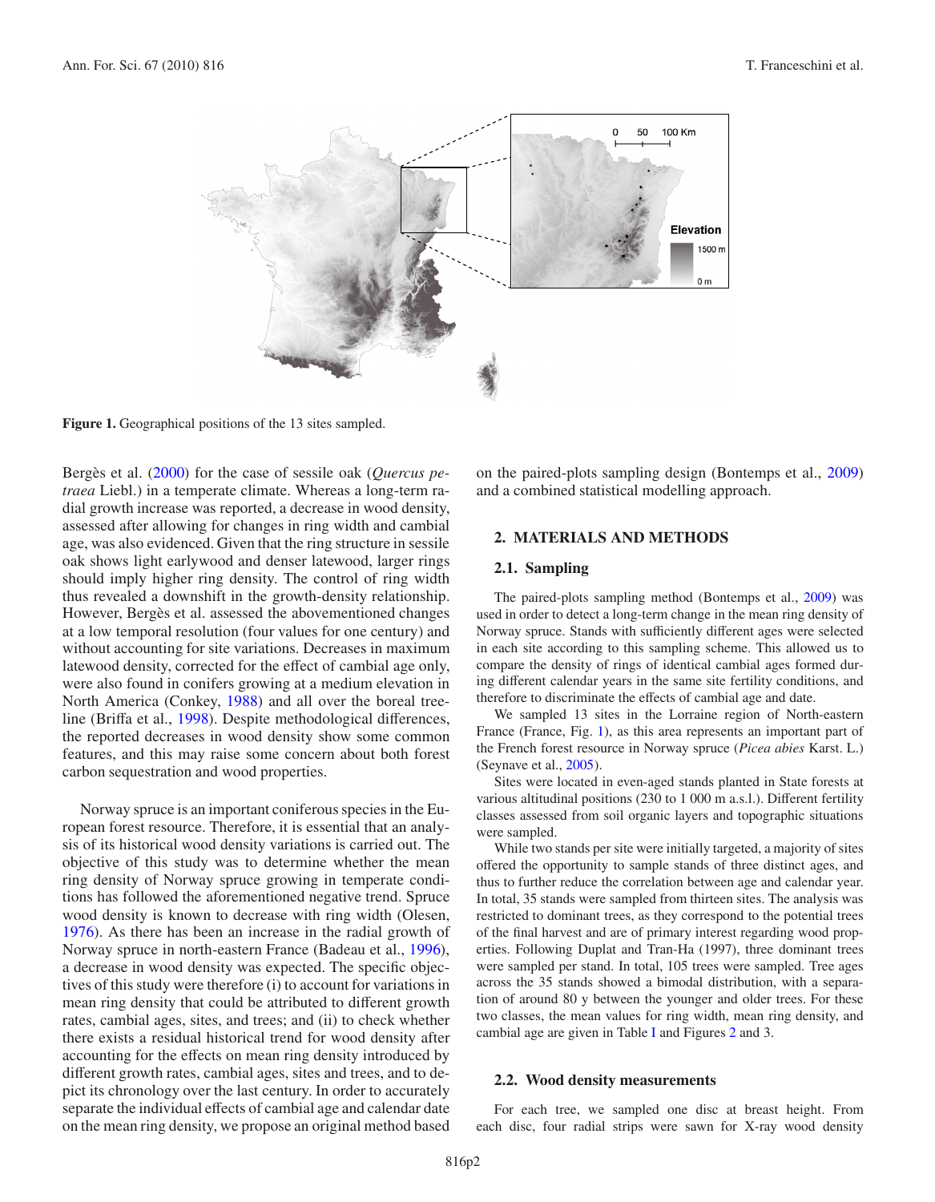**Figure 1.** Geographical positions of the 13 sites sampled.

Bergès et al. (2000) for the case of sessile oak (*Quercus petraea* Liebl.) in a temperate climate. Whereas a long-term radial growth increase was reported, a decrease in wood density, assessed after allowing for changes in ring width and cambial age, was also evidenced. Given that the ring structure in sessile oak shows light earlywood and denser latewood, larger rings should imply higher ring density. The control of ring width thus revealed a downshift in the growth-density relationship. However, Bergès et al. assessed the abovementioned changes at a low temporal resolution (four values for one century) and without accounting for site variations. Decreases in maximum latewood density, corrected for the effect of cambial age only, were also found in conifers growing at a medium elevation in North America (Conkey, 1988) and all over the boreal treeline (Briffa et al., 1998). Despite methodological differences, the reported decreases in wood density show some common features, and this may raise some concern about both forest carbon sequestration and wood properties.

Norway spruce is an important coniferous species in the European forest resource. Therefore, it is essential that an analysis of its historical wood density variations is carried out. The objective of this study was to determine whether the mean ring density of Norway spruce growing in temperate conditions has followed the aforementioned negative trend. Spruce wood density is known to decrease with ring width (Olesen, 1976). As there has been an increase in the radial growth of Norway spruce in north-eastern France (Badeau et al., 1996), a decrease in wood density was expected. The specific objectives of this study were therefore (i) to account for variations in mean ring density that could be attributed to different growth rates, cambial ages, sites, and trees; and (ii) to check whether there exists a residual historical trend for wood density after accounting for the effects on mean ring density introduced by different growth rates, cambial ages, sites and trees, and to depict its chronology over the last century. In order to accurately separate the individual effects of cambial age and calendar date on the mean ring density, we propose an original method based on the paired-plots sampling design (Bontemps et al., 2009) and a combined statistical modelling approach.

## 2. MATERIALS AND METHODS

### 2.1. Sampling

The paired-plots sampling method (Bontemps et al., 2009) was used in order to detect a long-term change in the mean ring density of Norway spruce. Stands with sufficiently different ages were selected in each site according to this sampling scheme. This allowed us to compare the density of rings of identical cambial ages formed during different calendar years in the same site fertility conditions, and therefore to discriminate the effects of cambial age and date.

We sampled 13 sites in the Lorraine region of North-eastern France (France, Fig. 1), as this area represents an important part of the French forest resource in Norway spruce (*Picea abies* Karst. L.) (Seynave et al., 2005).

Sites were located in even-aged stands planted in State forests at various altitudinal positions (230 to 1 000 m a.s.l.). Different fertility classes assessed from soil organic layers and topographic situations were sampled.

While two stands per site were initially targeted, a majority of sites offered the opportunity to sample stands of three distinct ages, and thus to further reduce the correlation between age and calendar year. In total, 35 stands were sampled from thirteen sites. The analysis was restricted to dominant trees, as they correspond to the potential trees of the final harvest and are of primary interest regarding wood properties. Following Duplat and Tran-Ha (1997), three dominant trees were sampled per stand. In total, 105 trees were sampled. Tree ages across the 35 stands showed a bimodal distribution, with a separation of around 80 y between the younger and older trees. For these two classes, the mean values for ring width, mean ring density, and cambial age are given in Table I and Figures 2 and 3.

### 2.2. Wood density measurements

For each tree, we sampled one disc at breast height. From each disc, four radial strips were sawn for X-ray wood density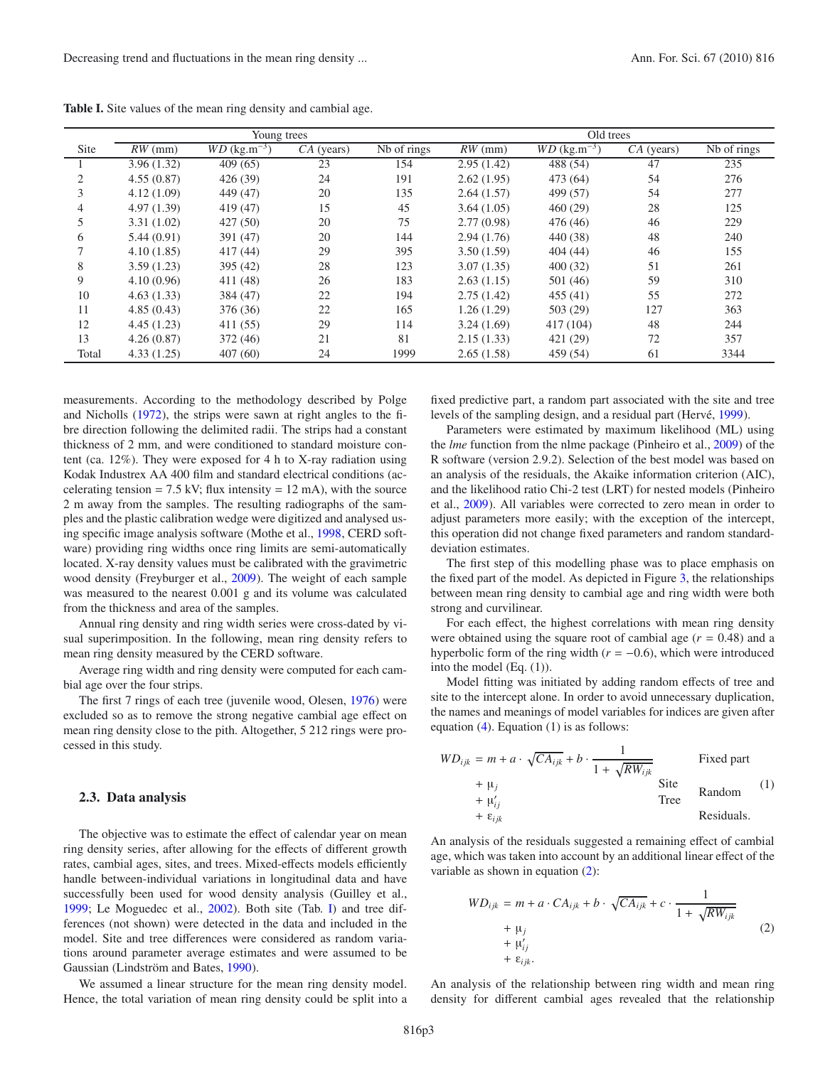**Table I.** Site values of the mean ring density and cambial age.

| Site | Young trees | | | | Old trees | | | |
|---|---|---|---|---|---|---|---|---|
| | *RW* (mm) | *WD* (kg.m$^{-3}$) | *CA* (years) | Nb of rings | *RW* (mm) | *WD* (kg.m$^{-3}$) | *CA* (years) | Nb of rings |
| 1 | 3.96 (1.32) | 409 (65) | 23 | 154 | 2.95 (1.42) | 488 (54) | 47 | 235 |
| 2 | 4.55 (0.87) | 426 (39) | 24 | 191 | 2.62 (1.95) | 473 (64) | 54 | 276 |
| 3 | 4.12 (1.09) | 449 (47) | 20 | 135 | 2.64 (1.57) | 499 (57) | 54 | 277 |
| 4 | 4.97 (1.39) | 419 (47) | 15 | 45 | 3.64 (1.05) | 460 (29) | 28 | 125 |
| 5 | 3.31 (1.02) | 427 (50) | 20 | 75 | 2.77 (0.98) | 476 (46) | 46 | 229 |
| 6 | 5.44 (0.91) | 391 (47) | 20 | 144 | 2.94 (1.76) | 440 (38) | 48 | 240 |
| 7 | 4.10 (1.85) | 417 (44) | 29 | 395 | 3.50 (1.59) | 404 (44) | 46 | 155 |
| 8 | 3.59 (1.23) | 395 (42) | 28 | 123 | 3.07 (1.35) | 400 (32) | 51 | 261 |
| 9 | 4.10 (0.96) | 411 (48) | 26 | 183 | 2.63 (1.15) | 501 (46) | 59 | 310 |
| 10 | 4.63 (1.33) | 384 (47) | 22 | 194 | 2.75 (1.42) | 455 (41) | 55 | 272 |
| 11 | 4.85 (0.43) | 376 (36) | 22 | 165 | 1.26 (1.29) | 503 (29) | 127 | 363 |
| 12 | 4.45 (1.23) | 411 (55) | 29 | 114 | 3.24 (1.69) | 417 (104) | 48 | 244 |
| 13 | 4.26 (0.87) | 372 (46) | 21 | 81 | 2.15 (1.33) | 421 (29) | 72 | 357 |
| Total | 4.33 (1.25) | 407 (60) | 24 | 1999 | 2.65 (1.58) | 459 (54) | 61 | 3344 |

measurements. According to the methodology described by Polge and Nicholls (1972), the strips were sawn at right angles to the fibre direction following the delimited radii. The strips had a constant thickness of 2 mm, and were conditioned to standard moisture content (ca. 12%). They were exposed for 4 h to X-ray radiation using Kodak Industrex AA 400 film and standard electrical conditions (accelerating tension = 7.5 kV; flux intensity = 12 mA), with the source 2 m away from the samples. The resulting radiographs of the samples and the plastic calibration wedge were digitized and analysed using specific image analysis software (Mothe et al., 1998, CERD software) providing ring widths once ring limits are semi-automatically located. X-ray density values must be calibrated with the gravimetric wood density (Freyburger et al., 2009). The weight of each sample was measured to the nearest 0.001 g and its volume was calculated from the thickness and area of the samples.

Annual ring density and ring width series were cross-dated by visual superimposition. In the following, mean ring density refers to mean ring density measured by the CERD software.

Average ring width and ring density were computed for each cambial age over the four strips.

The first 7 rings of each tree (juvenile wood, Olesen, 1976) were excluded so as to remove the strong negative cambial age effect on mean ring density close to the pith. Altogether, 5 212 rings were processed in this study.

### 2.3. Data analysis

The objective was to estimate the effect of calendar year on mean ring density series, after allowing for the effects of different growth rates, cambial ages, sites, and trees. Mixed-effects models efficiently handle between-individual variations in longitudinal data and have successfully been used for wood density analysis (Guilley et al., 1999; Le Moguedec et al., 2002). Both site (Tab. I) and tree differences (not shown) were detected in the data and included in the model. Site and tree differences were considered as random variations around parameter average estimates and were assumed to be Gaussian (Lindström and Bates, 1990).

We assumed a linear structure for the mean ring density model. Hence, the total variation of mean ring density could be split into a fixed predictive part, a random part associated with the site and tree levels of the sampling design, and a residual part (Hervé, 1999).

Parameters were estimated by maximum likelihood (ML) using the *lme* function from the nlme package (Pinheiro et al., 2009) of the R software (version 2.9.2). Selection of the best model was based on an analysis of the residuals, the Akaike information criterion (AIC), and the likelihood ratio Chi-2 test (LRT) for nested models (Pinheiro et al., 2009). All variables were corrected to zero mean in order to adjust parameters more easily; with the exception of the intercept, this operation did not change fixed parameters and random standard-deviation estimates.

The first step of this modelling phase was to place emphasis on the fixed part of the model. As depicted in Figure 3, the relationships between mean ring density to cambial age and ring width were both strong and curvilinear.

For each effect, the highest correlations with mean ring density were obtained using the square root of cambial age ($r = 0.48$) and a hyperbolic form of the ring width ($r = -0.6$), which were introduced into the model (Eq. (1)).

Model fitting was initiated by adding random effects of tree and site to the intercept alone. In order to avoid unnecessary duplication, the names and meanings of model variables for indices are given after equation (4). Equation (1) is as follows:

$$
\begin{aligned}
WD_{ijk} = {} & m + a \cdot \sqrt{CA_{ijk}} + b \cdot \frac{1}{1+\sqrt{RW_{ijk}}} && \text{Fixed part} \\
& + \mu_j && \text{Site} \quad \text{Random} \\
& + \mu'_{ij} && \text{Tree} \\
& + \varepsilon_{ijk} && \text{Residuals.}
\end{aligned} \tag{1}
$$

An analysis of the residuals suggested a remaining effect of cambial age, which was taken into account by an additional linear effect of the variable as shown in equation (2):

$$
\begin{aligned}
WD_{ijk} = {} & m + a \cdot CA_{ijk} + b \cdot \sqrt{CA_{ijk}} + c \cdot \frac{1}{1+\sqrt{RW_{ijk}}} \\
& + \mu_j \\
& + \mu'_{ij} \\
& + \varepsilon_{ijk}.
\end{aligned} \tag{2}
$$

An analysis of the relationship between ring width and mean ring density for different cambial ages revealed that the relationship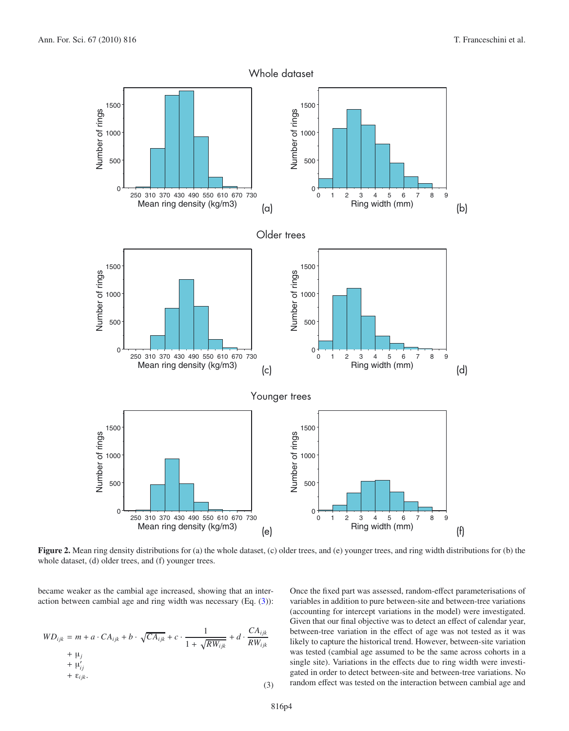**Figure 2.** Mean ring density distributions for (a) the whole dataset, (c) older trees, and (e) younger trees, and ring width distributions for (b) the whole dataset, (d) older trees, and (f) younger trees.

became weaker as the cambial age increased, showing that an interaction between cambial age and ring width was necessary (Eq. (3)):

$$WD_{ijk} = m + a \cdot CA_{ijk} + b \cdot \sqrt{CA_{ijk}} + c \cdot \frac{1}{1 + \sqrt{RW_{ijk}}} + d \cdot \frac{CA_{ijk}}{RW_{ijk}} + \mu_j + \mu'_{ij} + \varepsilon_{ijk}. \quad (3)$$

Once the fixed part was assessed, random-effect parameterisations of variables in addition to pure between-site and between-tree variations (accounting for intercept variations in the model) were investigated. Given that our final objective was to detect an effect of calendar year, between-tree variation in the effect of age was not tested as it was likely to capture the historical trend. However, between-site variation was tested (cambial age assumed to be the same across cohorts in a single site). Variations in the effects due to ring width were investigated in order to detect between-site and between-tree variations. No random effect was tested on the interaction between cambial age and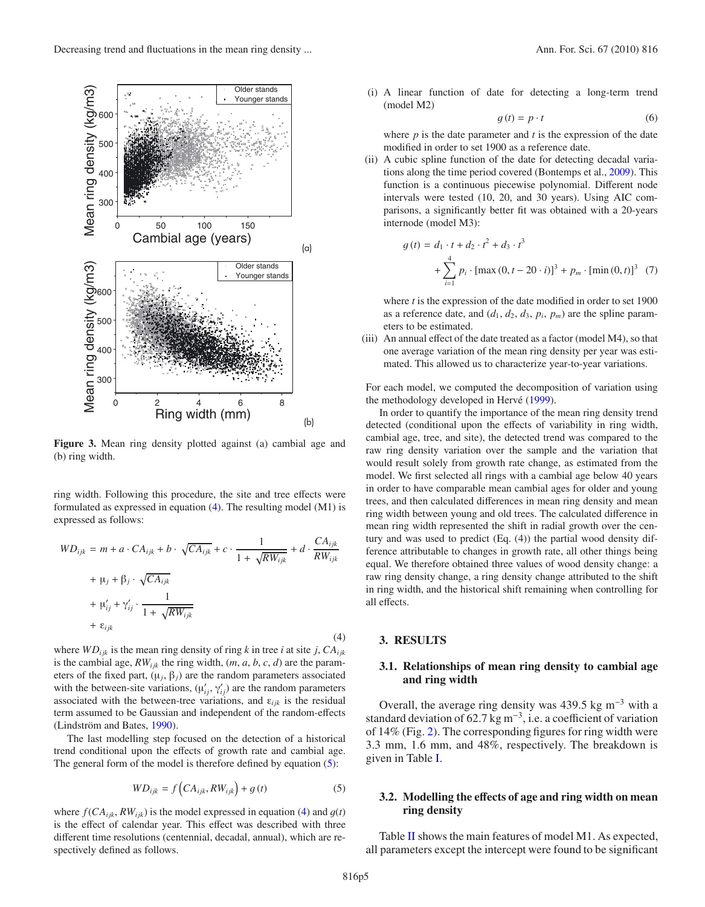Figure 3. Mean ring density plotted against (a) cambial age and (b) ring width.

ring width. Following this procedure, the site and tree effects were formulated as expressed in equation (4). The resulting model (M1) is expressed as follows:

$$
\begin{aligned}
WD_{ijk} &= m + a \cdot CA_{ijk} + b \cdot \sqrt{CA_{ijk}} + c \cdot \frac{1}{1+\sqrt{RW_{ijk}}} + d \cdot \frac{CA_{ijk}}{RW_{ijk}} \\
&+ \mu_j + \beta_j \cdot \sqrt{CA_{ijk}} \\
&+ \mu'_{ij} + \gamma'_{ij} \cdot \frac{1}{1+\sqrt{RW_{ijk}}} \\
&+ \varepsilon_{ijk}
\end{aligned}
\tag{4}
$$

where $WD_{ijk}$ is the mean ring density of ring $k$ in tree $i$ at site $j$, $CA_{ijk}$ is the cambial age, $RW_{ijk}$ the ring width, $(m, a, b, c, d)$ are the parameters of the fixed part, $(\mu_j, \beta_j)$ are the random parameters associated with the between-site variations, $(\mu'_{ij}, \gamma'_{ij})$ are the random parameters associated with the between-tree variations, and $\varepsilon_{ijk}$ is the residual term assumed to be Gaussian and independent of the random-effects (Lindström and Bates, 1990).

The last modelling step focused on the detection of a historical trend conditional upon the effects of growth rate and cambial age. The general form of the model is therefore defined by equation (5):

$$
WD_{ijk} = f\left(CA_{ijk}, RW_{ijk}\right) + g(t) \tag{5}
$$

where $f(CA_{ijk}, RW_{ijk})$ is the model expressed in equation (4) and $g(t)$ is the effect of calendar year. This effect was described with three different time resolutions (centennial, decadal, annual), which are respectively defined as follows.

(i) A linear function of date for detecting a long-term trend (model M2)

$$
g(t) = p \cdot t \tag{6}
$$

where $p$ is the date parameter and $t$ is the expression of the date modified in order to set 1900 as a reference date.

(ii) A cubic spline function of the date for detecting decadal variations along the time period covered (Bontemps et al., 2009). This function is a continuous piecewise polynomial. Different node intervals were tested (10, 20, and 30 years). Using AIC comparisons, a significantly better fit was obtained with a 20-years internode (model M3):

$$
\begin{aligned}
g(t) &= d_1 \cdot t + d_2 \cdot t^2 + d_3 \cdot t^3 \\
&+ \sum_{i=1}^{4} p_i \cdot [\max(0, t - 20 \cdot i)]^3 + p_m \cdot [\min(0, t)]^3
\end{aligned}
\tag{7}
$$

where $t$ is the expression of the date modified in order to set 1900 as a reference date, and $(d_1, d_2, d_3, p_i, p_m)$ are the spline parameters to be estimated.

(iii) An annual effect of the date treated as a factor (model M4), so that one average variation of the mean ring density per year was estimated. This allowed us to characterize year-to-year variations.

For each model, we computed the decomposition of variation using the methodology developed in Hervé (1999).

In order to quantify the importance of the mean ring density trend detected (conditional upon the effects of variability in ring width, cambial age, tree, and site), the detected trend was compared to the raw ring density variation over the sample and the variation that would result solely from growth rate change, as estimated from the model. We first selected all rings with a cambial age below 40 years in order to have comparable mean cambial ages for older and young trees, and then calculated differences in mean ring density and mean ring width between young and old trees. The calculated difference in mean ring width represented the shift in radial growth over the century and was used to predict (Eq. (4)) the partial wood density difference attributable to changes in growth rate, all other things being equal. We therefore obtained three values of wood density change: a raw ring density change, a ring density change attributed to the shift in ring width, and the historical shift remaining when controlling for all effects.

## 3. RESULTS

### 3.1. Relationships of mean ring density to cambial age and ring width

Overall, the average ring density was 439.5 kg m$^{-3}$ with a standard deviation of 62.7 kg m$^{-3}$, i.e. a coefficient of variation of 14% (Fig. 2). The corresponding figures for ring width were 3.3 mm, 1.6 mm, and 48%, respectively. The breakdown is given in Table I.

### 3.2. Modelling the effects of age and ring width on mean ring density

Table II shows the main features of model M1. As expected, all parameters except the intercept were found to be significant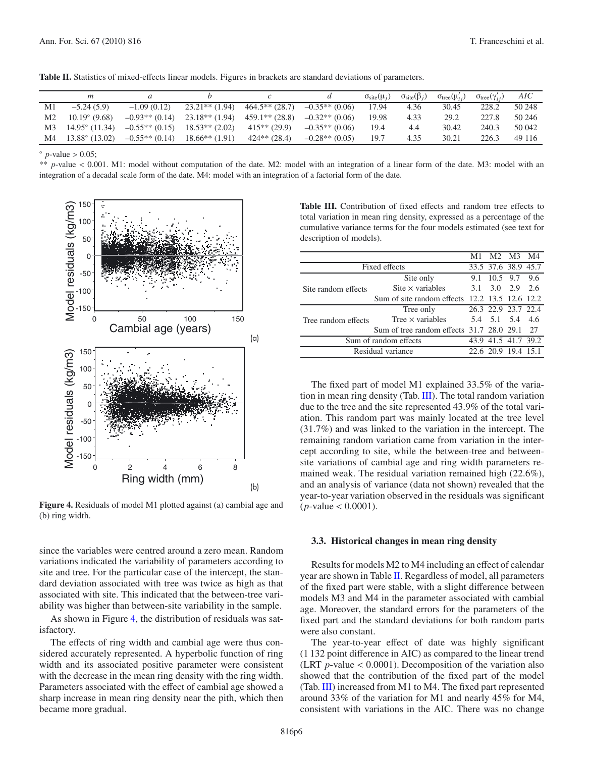**Table II.** Statistics of mixed-effects linear models. Figures in brackets are standard deviations of parameters.

| | $m$ | $a$ | $b$ | $c$ | $d$ | $\sigma_{site}(\mu_j)$ | $\sigma_{site}(\beta_j)$ | $\sigma_{tree}(\mu'_{ij})$ | $\sigma_{tree}(\gamma'_{ij})$ | $AIC$ |
|---|---|---|---|---|---|---|---|---|---|---|
| M1 | −5.24 (5.9) | −1.09 (0.12) | 23.21** (1.94) | 464.5** (28.7) | −0.35** (0.06) | 17.94 | 4.36 | 30.45 | 228.2 | 50 248 |
| M2 | 10.19° (9.68) | −0.93** (0.14) | 23.18** (1.94) | 459.1** (28.8) | −0.32** (0.06) | 19.98 | 4.33 | 29.2 | 227.8 | 50 246 |
| M3 | 14.95° (11.34) | −0.55** (0.15) | 18.53** (2.02) | 415** (29.9) | −0.35** (0.06) | 19.4 | 4.4 | 30.42 | 240.3 | 50 042 |
| M4 | 13.88° (13.02) | −0.55** (0.14) | 18.66** (1.91) | 424** (28.4) | −0.28** (0.05) | 19.7 | 4.35 | 30.21 | 226.3 | 49 116 |

° $p$-value > 0.05;
** $p$-value < 0.001. M1: model without computation of the date. M2: model with an integration of a linear form of the date. M3: model with an integration of a decadal scale form of the date. M4: model with an integration of a factorial form of the date.

**Figure 4.** Residuals of model M1 plotted against (a) cambial age and (b) ring width.

since the variables were centred around a zero mean. Random variations indicated the variability of parameters according to site and tree. For the particular case of the intercept, the standard deviation associated with tree was twice as high as that associated with site. This indicated that the between-tree variability was higher than between-site variability in the sample.

As shown in Figure 4, the distribution of residuals was satisfactory.

The effects of ring width and cambial age were thus considered accurately represented. A hyperbolic function of ring width and its associated positive parameter were consistent with the decrease in the mean ring density with the ring width. Parameters associated with the effect of cambial age showed a sharp increase in mean ring density near the pith, which then became more gradual.

**Table III.** Contribution of fixed effects and random tree effects to total variation in mean ring density, expressed as a percentage of the cumulative variance terms for the four models estimated (see text for description of models).

| | | M1 | M2 | M3 | M4 |
|---|---|---|---|---|---|
| Fixed effects | | 33.5 | 37.6 | 38.9 | 45.7 |
| Site random effects | Site only | 9.1 | 10.5 | 9.7 | 9.6 |
| | Site × variables | 3.1 | 3.0 | 2.9 | 2.6 |
| | Sum of site random effects | 12.2 | 13.5 | 12.6 | 12.2 |
| Tree random effects | Tree only | 26.3 | 22.9 | 23.7 | 22.4 |
| | Tree × variables | 5.4 | 5.1 | 5.4 | 4.6 |
| | Sum of tree random effects | 31.7 | 28.0 | 29.1 | 27 |
| Sum of random effects | | 43.9 | 41.5 | 41.7 | 39.2 |
| Residual variance | | 22.6 | 20.9 | 19.4 | 15.1 |

The fixed part of model M1 explained 33.5% of the variation in mean ring density (Tab. III). The total random variation due to the tree and the site represented 43.9% of the total variation. This random part was mainly located at the tree level (31.7%) and was linked to the variation in the intercept. The remaining random variation came from variation in the intercept according to site, while the between-tree and between-site variations of cambial age and ring width parameters remained weak. The residual variation remained high (22.6%), and an analysis of variance (data not shown) revealed that the year-to-year variation observed in the residuals was significant ($p$-value < 0.0001).

### 3.3. Historical changes in mean ring density

Results for models M2 to M4 including an effect of calendar year are shown in Table II. Regardless of model, all parameters of the fixed part were stable, with a slight difference between models M3 and M4 in the parameter associated with cambial age. Moreover, the standard errors for the parameters of the fixed part and the standard deviations for both random parts were also constant.

The year-to-year effect of date was highly significant (1 132 point difference in AIC) as compared to the linear trend (LRT $p$-value < 0.0001). Decomposition of the variation also showed that the contribution of the fixed part of the model (Tab. III) increased from M1 to M4. The fixed part represented around 33% of the variation for M1 and nearly 45% for M4, consistent with variations in the AIC. There was no change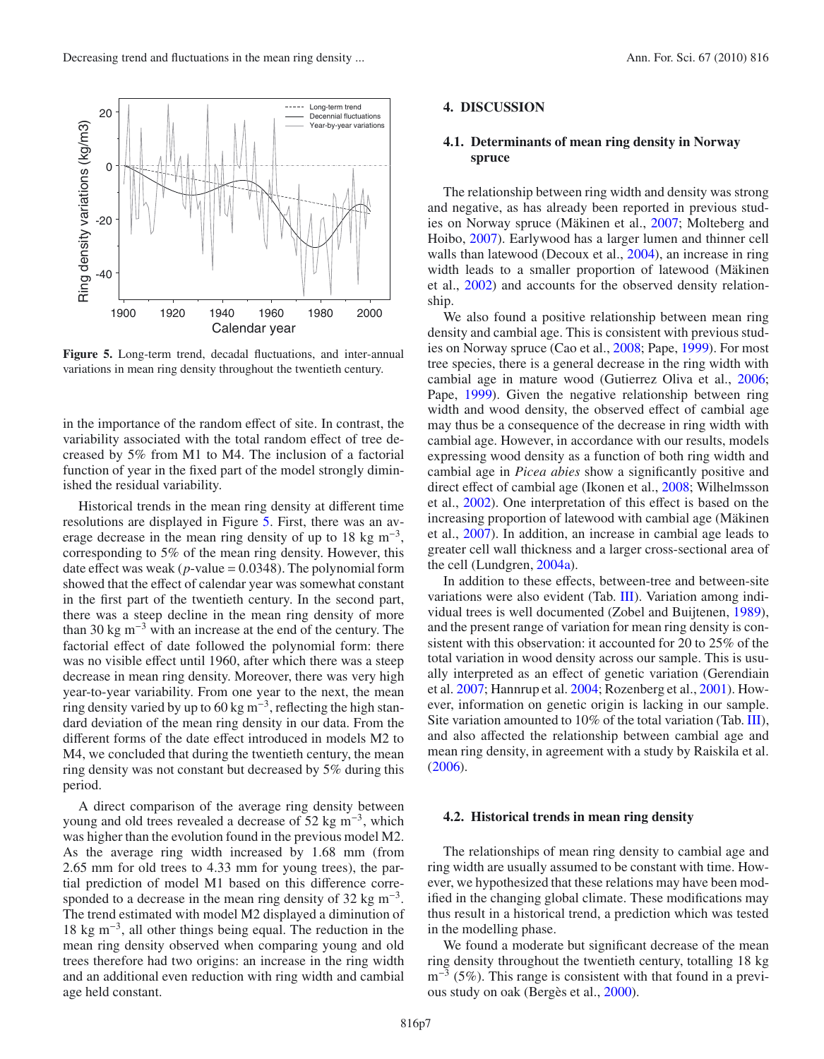**Figure 5.** Long-term trend, decadal fluctuations, and inter-annual variations in mean ring density throughout the twentieth century.

in the importance of the random effect of site. In contrast, the variability associated with the total random effect of tree decreased by 5% from M1 to M4. The inclusion of a factorial function of year in the fixed part of the model strongly diminished the residual variability.

Historical trends in the mean ring density at different time resolutions are displayed in Figure 5. First, there was an average decrease in the mean ring density of up to 18 kg $m^{-3}$, corresponding to 5% of the mean ring density. However, this date effect was weak ($p$-value = 0.0348). The polynomial form showed that the effect of calendar year was somewhat constant in the first part of the twentieth century. In the second part, there was a steep decline in the mean ring density of more than 30 kg $m^{-3}$ with an increase at the end of the century. The factorial effect of date followed the polynomial form: there was no visible effect until 1960, after which there was a steep decrease in mean ring density. Moreover, there was very high year-to-year variability. From one year to the next, the mean ring density varied by up to 60 kg $m^{-3}$, reflecting the high standard deviation of the mean ring density in our data. From the different forms of the date effect introduced in models M2 to M4, we concluded that during the twentieth century, the mean ring density was not constant but decreased by 5% during this period.

A direct comparison of the average ring density between young and old trees revealed a decrease of 52 kg $m^{-3}$, which was higher than the evolution found in the previous model M2. As the average ring width increased by 1.68 mm (from 2.65 mm for old trees to 4.33 mm for young trees), the partial prediction of model M1 based on this difference corresponded to a decrease in the mean ring density of 32 kg $m^{-3}$. The trend estimated with model M2 displayed a diminution of 18 kg $m^{-3}$, all other things being equal. The reduction in the mean ring density observed when comparing young and old trees therefore had two origins: an increase in the ring width and an additional even reduction with ring width and cambial age held constant.

## 4. DISCUSSION

### 4.1. Determinants of mean ring density in Norway spruce

The relationship between ring width and density was strong and negative, as has already been reported in previous studies on Norway spruce (Mäkinen et al., 2007; Molteberg and Hoibo, 2007). Earlywood has a larger lumen and thinner cell walls than latewood (Decoux et al., 2004), an increase in ring width leads to a smaller proportion of latewood (Mäkinen et al., 2002) and accounts for the observed density relationship.

We also found a positive relationship between mean ring density and cambial age. This is consistent with previous studies on Norway spruce (Cao et al., 2008; Pape, 1999). For most tree species, there is a general decrease in the ring width with cambial age in mature wood (Gutierrez Oliva et al., 2006; Pape, 1999). Given the negative relationship between ring width and wood density, the observed effect of cambial age may thus be a consequence of the decrease in ring width with cambial age. However, in accordance with our results, models expressing wood density as a function of both ring width and cambial age in *Picea abies* show a significantly positive and direct effect of cambial age (Ikonen et al., 2008; Wilhelmsson et al., 2002). One interpretation of this effect is based on the increasing proportion of latewood with cambial age (Mäkinen et al., 2007). In addition, an increase in cambial age leads to greater cell wall thickness and a larger cross-sectional area of the cell (Lundgren, 2004a).

In addition to these effects, between-tree and between-site variations were also evident (Tab. III). Variation among individual trees is well documented (Zobel and Buijtenen, 1989), and the present range of variation for mean ring density is consistent with this observation: it accounted for 20 to 25% of the total variation in wood density across our sample. This is usually interpreted as an effect of genetic variation (Gerendiain et al. 2007; Hannrup et al. 2004; Rozenberg et al., 2001). However, information on genetic origin is lacking in our sample. Site variation amounted to 10% of the total variation (Tab. III), and also affected the relationship between cambial age and mean ring density, in agreement with a study by Raiskila et al. (2006).

### 4.2. Historical trends in mean ring density

The relationships of mean ring density to cambial age and ring width are usually assumed to be constant with time. However, we hypothesized that these relations may have been modified in the changing global climate. These modifications may thus result in a historical trend, a prediction which was tested in the modelling phase.

We found a moderate but significant decrease of the mean ring density throughout the twentieth century, totalling 18 kg $m^{-3}$ (5%). This range is consistent with that found in a previous study on oak (Bergès et al., 2000).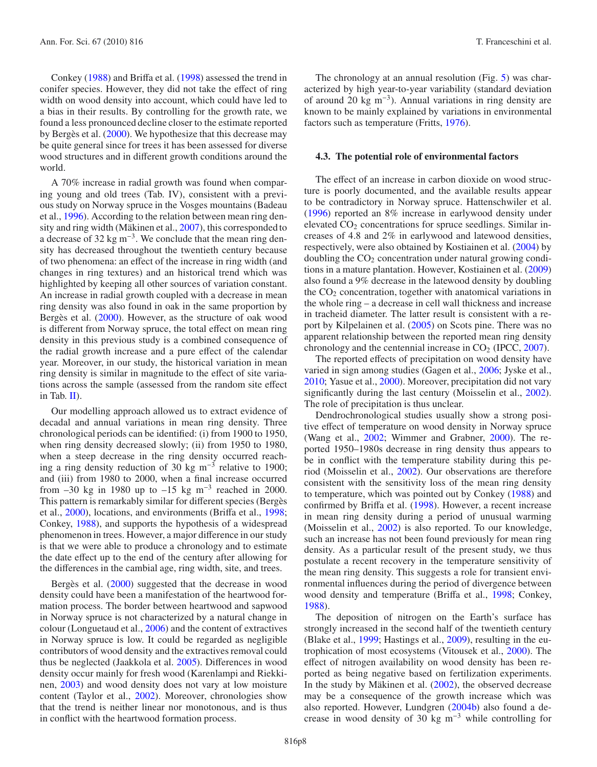Conkey (1988) and Briffa et al. (1998) assessed the trend in conifer species. However, they did not take the effect of ring width on wood density into account, which could have led to a bias in their results. By controlling for the growth rate, we found a less pronounced decline closer to the estimate reported by Bergès et al. (2000). We hypothesize that this decrease may be quite general since for trees it has been assessed for diverse wood structures and in different growth conditions around the world.

A 70% increase in radial growth was found when comparing young and old trees (Tab. IV), consistent with a previous study on Norway spruce in the Vosges mountains (Badeau et al., 1996). According to the relation between mean ring density and ring width (Mäkinen et al., 2007), this corresponded to a decrease of 32 kg m$^{-3}$. We conclude that the mean ring density has decreased throughout the twentieth century because of two phenomena: an effect of the increase in ring width (and changes in ring textures) and an historical trend which was highlighted by keeping all other sources of variation constant. An increase in radial growth coupled with a decrease in mean ring density was also found in oak in the same proportion by Bergès et al. (2000). However, as the structure of oak wood is different from Norway spruce, the total effect on mean ring density in this previous study is a combined consequence of the radial growth increase and a pure effect of the calendar year. Moreover, in our study, the historical variation in mean ring density is similar in magnitude to the effect of site variations across the sample (assessed from the random site effect in Tab. II).

Our modelling approach allowed us to extract evidence of decadal and annual variations in mean ring density. Three chronological periods can be identified: (i) from 1900 to 1950, when ring density decreased slowly; (ii) from 1950 to 1980, when a steep decrease in the ring density occurred reaching a ring density reduction of 30 kg m$^{-3}$ relative to 1900; and (iii) from 1980 to 2000, when a final increase occurred from –30 kg in 1980 up to –15 kg m$^{-3}$ reached in 2000. This pattern is remarkably similar for different species (Bergès et al., 2000), locations, and environments (Briffa et al., 1998; Conkey, 1988), and supports the hypothesis of a widespread phenomenon in trees. However, a major difference in our study is that we were able to produce a chronology and to estimate the date effect up to the end of the century after allowing for the differences in the cambial age, ring width, site, and trees.

Bergès et al. (2000) suggested that the decrease in wood density could have been a manifestation of the heartwood formation process. The border between heartwood and sapwood in Norway spruce is not characterized by a natural change in colour (Longuetaud et al., 2006) and the content of extractives in Norway spruce is low. It could be regarded as negligible contributors of wood density and the extractives removal could thus be neglected (Jaakkola et al. 2005). Differences in wood density occur mainly for fresh wood (Karenlampi and Riekkinen, 2003) and wood density does not vary at low moisture content (Taylor et al., 2002). Moreover, chronologies show that the trend is neither linear nor monotonous, and is thus in conflict with the heartwood formation process.

The chronology at an annual resolution (Fig. 5) was characterized by high year-to-year variability (standard deviation of around 20 kg m$^{-3}$). Annual variations in ring density are known to be mainly explained by variations in environmental factors such as temperature (Fritts, 1976).

### 4.3. The potential role of environmental factors

The effect of an increase in carbon dioxide on wood structure is poorly documented, and the available results appear to be contradictory in Norway spruce. Hattenschwiler et al. (1996) reported an 8% increase in earlywood density under elevated $CO_2$ concentrations for spruce seedlings. Similar increases of 4.8 and 2% in earlywood and latewood densities, respectively, were also obtained by Kostiainen et al. (2004) by doubling the $CO_2$ concentration under natural growing conditions in a mature plantation. However, Kostiainen et al. (2009) also found a 9% decrease in the latewood density by doubling the $CO_2$ concentration, together with anatomical variations in the whole ring – a decrease in cell wall thickness and increase in tracheid diameter. The latter result is consistent with a report by Kilpelainen et al. (2005) on Scots pine. There was no apparent relationship between the reported mean ring density chronology and the centennial increase in $CO_2$ (IPCC, 2007).

The reported effects of precipitation on wood density have varied in sign among studies (Gagen et al., 2006; Jyske et al., 2010; Yasue et al., 2000). Moreover, precipitation did not vary significantly during the last century (Moisselin et al., 2002). The role of precipitation is thus unclear.

Dendrochronological studies usually show a strong positive effect of temperature on wood density in Norway spruce (Wang et al., 2002; Wimmer and Grabner, 2000). The reported 1950–1980s decrease in ring density thus appears to be in conflict with the temperature stability during this period (Moisselin et al., 2002). Our observations are therefore consistent with the sensitivity loss of the mean ring density to temperature, which was pointed out by Conkey (1988) and confirmed by Briffa et al. (1998). However, a recent increase in mean ring density during a period of unusual warming (Moisselin et al., 2002) is also reported. To our knowledge, such an increase has not been found previously for mean ring density. As a particular result of the present study, we thus postulate a recent recovery in the temperature sensitivity of the mean ring density. This suggests a role for transient environmental influences during the period of divergence between wood density and temperature (Briffa et al., 1998; Conkey, 1988).

The deposition of nitrogen on the Earth's surface has strongly increased in the second half of the twentieth century (Blake et al., 1999; Hastings et al., 2009), resulting in the eutrophication of most ecosystems (Vitousek et al., 2000). The effect of nitrogen availability on wood density has been reported as being negative based on fertilization experiments. In the study by Mäkinen et al. (2002), the observed decrease may be a consequence of the growth increase which was also reported. However, Lundgren (2004b) also found a decrease in wood density of 30 kg m$^{-3}$ while controlling for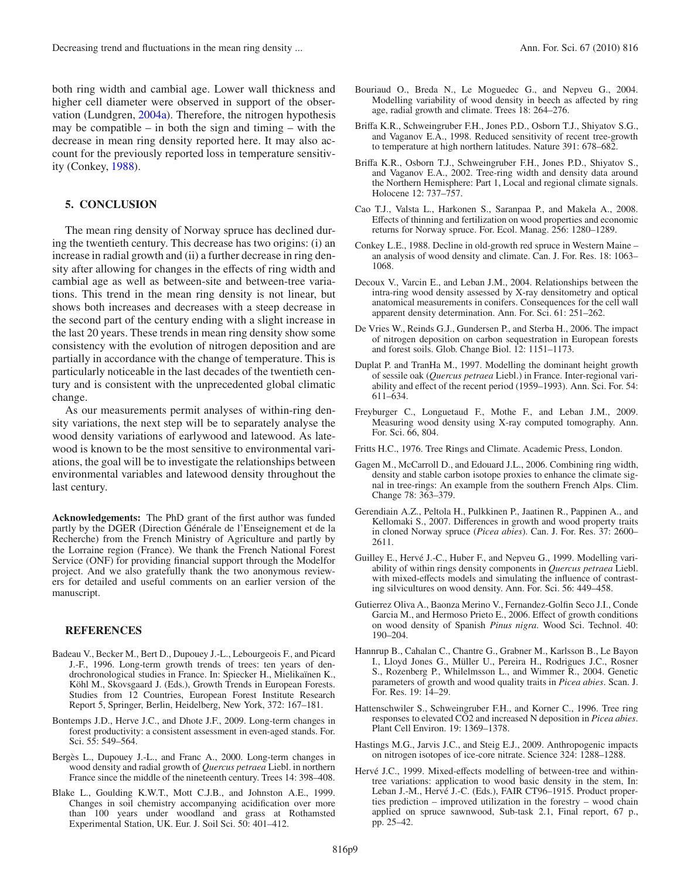both ring width and cambial age. Lower wall thickness and higher cell diameter were observed in support of the observation (Lundgren, 2004a). Therefore, the nitrogen hypothesis may be compatible – in both the sign and timing – with the decrease in mean ring density reported here. It may also account for the previously reported loss in temperature sensitivity (Conkey, 1988).

## 5. CONCLUSION

The mean ring density of Norway spruce has declined during the twentieth century. This decrease has two origins: (i) an increase in radial growth and (ii) a further decrease in ring density after allowing for changes in the effects of ring width and cambial age as well as between-site and between-tree variations. This trend in the mean ring density is not linear, but shows both increases and decreases with a steep decrease in the second part of the century ending with a slight increase in the last 20 years. These trends in mean ring density show some consistency with the evolution of nitrogen deposition and are partially in accordance with the change of temperature. This is particularly noticeable in the last decades of the twentieth century and is consistent with the unprecedented global climatic change.

As our measurements permit analyses of within-ring density variations, the next step will be to separately analyse the wood density variations of earlywood and latewood. As latewood is known to be the most sensitive to environmental variations, the goal will be to investigate the relationships between environmental variables and latewood density throughout the last century.

**Acknowledgements:** The PhD grant of the first author was funded partly by the DGER (Direction Générale de l'Enseignement et de la Recherche) from the French Ministry of Agriculture and partly by the Lorraine region (France). We thank the French National Forest Service (ONF) for providing financial support through the Modelfor project. And we also gratefully thank the two anonymous reviewers for detailed and useful comments on an earlier version of the manuscript.

## REFERENCES

Badeau V., Becker M., Bert D., Dupouey J.-L., Lebourgeois F., and Picard J.-F., 1996. Long-term growth trends of trees: ten years of dendrochronological studies in France. In: Spiecker H., Mielikaïnen K., Köhl M., Skovsgaard J. (Eds.), Growth Trends in European Forests. Studies from 12 Countries, European Forest Institute Research Report 5, Springer, Berlin, Heidelberg, New York, 372: 167–181.

Bontemps J.D., Herve J.C., and Dhote J.F., 2009. Long-term changes in forest productivity: a consistent assessment in even-aged stands. For. Sci. 55: 549–564.

Bergès L., Dupouey J.-L., and Franc A., 2000. Long-term changes in wood density and radial growth of *Quercus petraea* Liebl. in northern France since the middle of the nineteenth century. Trees 14: 398–408.

Blake L., Goulding K.W.T., Mott C.J.B., and Johnston A.E., 1999. Changes in soil chemistry accompanying acidification over more than 100 years under woodland and grass at Rothamsted Experimental Station, UK. Eur. J. Soil Sci. 50: 401–412.

Bouriaud O., Breda N., Le Moguedec G., and Nepveu G., 2004. Modelling variability of wood density in beech as affected by ring age, radial growth and climate. Trees 18: 264–276.

Briffa K.R., Schweingruber F.H., Jones P.D., Osborn T.J., Shiyatov S.G., and Vaganov E.A., 1998. Reduced sensitivity of recent tree-growth to temperature at high northern latitudes. Nature 391: 678–682.

Briffa K.R., Osborn T.J., Schweingruber F.H., Jones P.D., Shiyatov S., and Vaganov E.A., 2002. Tree-ring width and density data around the Northern Hemisphere: Part 1, Local and regional climate signals. Holocene 12: 737–757.

Cao T.J., Valsta L., Harkonen S., Saranpaa P., and Makela A., 2008. Effects of thinning and fertilization on wood properties and economic returns for Norway spruce. For. Ecol. Manag. 256: 1280–1289.

Conkey L.E., 1988. Decline in old-growth red spruce in Western Maine – an analysis of wood density and climate. Can. J. For. Res. 18: 1063–1068.

Decoux V., Varcin E., and Leban J.M., 2004. Relationships between the intra-ring wood density assessed by X-ray densitometry and optical anatomical measurements in conifers. Consequences for the cell wall apparent density determination. Ann. For. Sci. 61: 251–262.

De Vries W., Reinds G.J., Gundersen P., and Sterba H., 2006. The impact of nitrogen deposition on carbon sequestration in European forests and forest soils. Glob. Change Biol. 12: 1151–1173.

Duplat P. and TranHa M., 1997. Modelling the dominant height growth of sessile oak (*Quercus petraea* Liebl.) in France. Inter-regional variability and effect of the recent period (1959–1993). Ann. Sci. For. 54: 611–634.

Freyburger C., Longuetaud F., Mothe F., and Leban J.M., 2009. Measuring wood density using X-ray computed tomography. Ann. For. Sci. 66, 804.

Fritts H.C., 1976. Tree Rings and Climate. Academic Press, London.

Gagen M., McCarroll D., and Edouard J.L., 2006. Combining ring width, density and stable carbon isotope proxies to enhance the climate signal in tree-rings: An example from the southern French Alps. Clim. Change 78: 363–379.

Gerendiain A.Z., Peltola H., Pulkkinen P., Jaatinen R., Pappinen A., and Kellomaki S., 2007. Differences in growth and wood property traits in cloned Norway spruce (*Picea abies*). Can. J. For. Res. 37: 2600–2611.

Guilley E., Hervé J.-C., Huber F., and Nepveu G., 1999. Modelling variability of within rings density components in *Quercus petraea* Liebl. with mixed-effects models and simulating the influence of contrasting silvicultures on wood density. Ann. For. Sci. 56: 449–458.

Gutierrez Oliva A., Baonza Merino V., Fernandez-Golfin Seco J.I., Conde Garcia M., and Hermoso Prieto E., 2006. Effect of growth conditions on wood density of Spanish *Pinus nigra*. Wood Sci. Technol. 40: 190–204.

Hannrup B., Cahalan C., Chantre G., Grabner M., Karlsson B., Le Bayon I., Lloyd Jones G., Müller U., Pereira H., Rodrigues J.C., Rosner S., Rozenberg P., Whilelmsson L., and Wimmer R., 2004. Genetic parameters of growth and wood quality traits in *Picea abies*. Scan. J. For. Res. 19: 14–29.

Hattenschwiler S., Schweingruber F.H., and Korner C., 1996. Tree ring responses to elevated $CO_2$ and increased N deposition in *Picea abies*. Plant Cell Environ. 19: 1369–1378.

Hastings M.G., Jarvis J.C., and Steig E.J., 2009. Anthropogenic impacts on nitrogen isotopes of ice-core nitrate. Science 324: 1288–1288.

Hervé J.C., 1999. Mixed-effects modelling of between-tree and within-tree variations: application to wood basic density in the stem, In: Leban J.-M., Hervé J.-C. (Eds.), FAIR CT96–1915. Product properties prediction – improved utilization in the forestry – wood chain applied on spruce sawnwood, Sub-task 2.1, Final report, 67 p., pp. 25–42.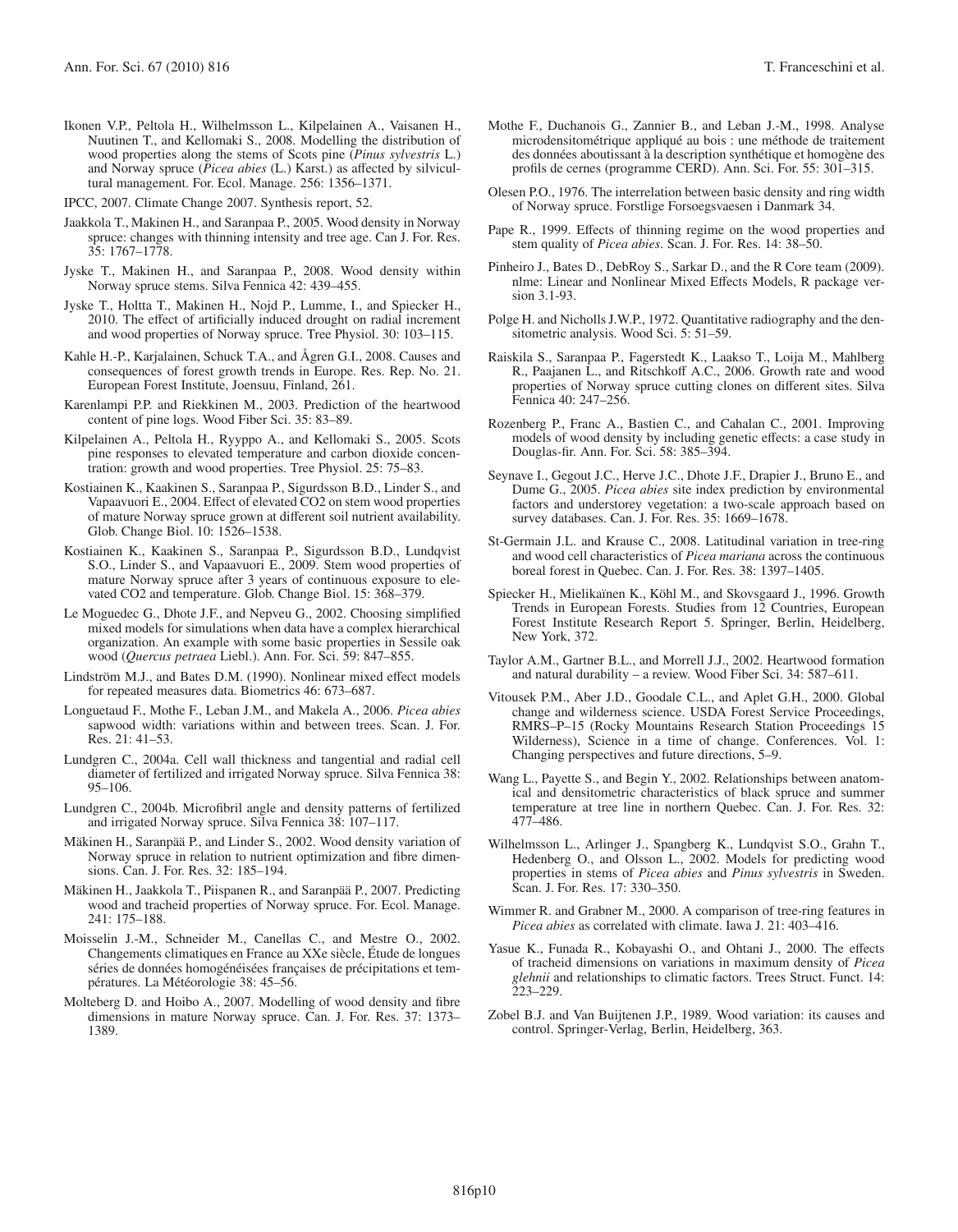Ikonen V.P., Peltola H., Wilhelmsson L., Kilpelainen A., Vaisanen H., Nuutinen T., and Kellomaki S., 2008. Modelling the distribution of wood properties along the stems of Scots pine (*Pinus sylvestris* L.) and Norway spruce (*Picea abies* (L.) Karst.) as affected by silvicultural management. For. Ecol. Manage. 256: 1356–1371.

IPCC, 2007. Climate Change 2007. Synthesis report, 52.

Jaakkola T., Makinen H., and Saranpaa P., 2005. Wood density in Norway spruce: changes with thinning intensity and tree age. Can J. For. Res. 35: 1767–1778.

Jyske T., Makinen H., and Saranpaa P., 2008. Wood density within Norway spruce stems. Silva Fennica 42: 439–455.

Jyske T., Holtta T., Makinen H., Nojd P., Lumme, I., and Spiecker H., 2010. The effect of artificially induced drought on radial increment and wood properties of Norway spruce. Tree Physiol. 30: 103–115.

Kahle H.-P., Karjalainen, Schuck T.A., and Ågren G.I., 2008. Causes and consequences of forest growth trends in Europe. Res. Rep. No. 21. European Forest Institute, Joensuu, Finland, 261.

Karenlampi P.P. and Riekkinen M., 2003. Prediction of the heartwood content of pine logs. Wood Fiber Sci. 35: 83–89.

Kilpelainen A., Peltola H., Ryyppo A., and Kellomaki S., 2005. Scots pine responses to elevated temperature and carbon dioxide concentration: growth and wood properties. Tree Physiol. 25: 75–83.

Kostiainen K., Kaakinen S., Saranpaa P., Sigurdsson B.D., Linder S., and Vapaavuori E., 2004. Effect of elevated CO2 on stem wood properties of mature Norway spruce grown at different soil nutrient availability. Glob. Change Biol. 10: 1526–1538.

Kostiainen K., Kaakinen S., Saranpaa P., Sigurdsson B.D., Lundqvist S.O., Linder S., and Vapaavuori E., 2009. Stem wood properties of mature Norway spruce after 3 years of continuous exposure to elevated CO2 and temperature. Glob. Change Biol. 15: 368–379.

Le Moguedec G., Dhote J.F., and Nepveu G., 2002. Choosing simplified mixed models for simulations when data have a complex hierarchical organization. An example with some basic properties in Sessile oak wood (*Quercus petraea* Liebl.). Ann. For. Sci. 59: 847–855.

Lindström M.J., and Bates D.M. (1990). Nonlinear mixed effect models for repeated measures data. Biometrics 46: 673–687.

Longuetaud F., Mothe F., Leban J.M., and Makela A., 2006. *Picea abies* sapwood width: variations within and between trees. Scan. J. For. Res. 21: 41–53.

Lundgren C., 2004a. Cell wall thickness and tangential and radial cell diameter of fertilized and irrigated Norway spruce. Silva Fennica 38: 95–106.

Lundgren C., 2004b. Microfibril angle and density patterns of fertilized and irrigated Norway spruce. Silva Fennica 38: 107–117.

Mäkinen H., Saranpää P., and Linder S., 2002. Wood density variation of Norway spruce in relation to nutrient optimization and fibre dimensions. Can. J. For. Res. 32: 185–194.

Mäkinen H., Jaakkola T., Piispanen R., and Saranpää P., 2007. Predicting wood and tracheid properties of Norway spruce. For. Ecol. Manage. 241: 175–188.

Moisselin J.-M., Schneider M., Canellas C., and Mestre O., 2002. Changements climatiques en France au XXe siècle, Étude de longues séries de données homogénéisées françaises de précipitations et températures. La Météorologie 38: 45–56.

Molteberg D. and Hoibo A., 2007. Modelling of wood density and fibre dimensions in mature Norway spruce. Can. J. For. Res. 37: 1373–1389.

Mothe F., Duchanois G., Zannier B., and Leban J.-M., 1998. Analyse microdensitométrique appliqué au bois : une méthode de traitement des données aboutissant à la description synthétique et homogène des profils de cernes (programme CERD). Ann. Sci. For. 55: 301–315.

Olesen P.O., 1976. The interrelation between basic density and ring width of Norway spruce. Forstlige Forsoegsvaesen i Danmark 34.

Pape R., 1999. Effects of thinning regime on the wood properties and stem quality of *Picea abies*. Scan. J. For. Res. 14: 38–50.

Pinheiro J., Bates D., DebRoy S., Sarkar D., and the R Core team (2009). nlme: Linear and Nonlinear Mixed Effects Models, R package version 3.1-93.

Polge H. and Nicholls J.W.P., 1972. Quantitative radiography and the densitometric analysis. Wood Sci. 5: 51–59.

Raiskila S., Saranpaa P., Fagerstedt K., Laakso T., Loija M., Mahlberg R., Paajanen L., and Ritschkoff A.C., 2006. Growth rate and wood properties of Norway spruce cutting clones on different sites. Silva Fennica 40: 247–256.

Rozenberg P., Franc A., Bastien C., and Cahalan C., 2001. Improving models of wood density by including genetic effects: a case study in Douglas-fir. Ann. For. Sci. 58: 385–394.

Seynave I., Gegout J.C., Herve J.C., Dhote J.F., Drapier J., Bruno E., and Dume G., 2005. *Picea abies* site index prediction by environmental factors and understorey vegetation: a two-scale approach based on survey databases. Can. J. For. Res. 35: 1669–1678.

St-Germain J.L. and Krause C., 2008. Latitudinal variation in tree-ring and wood cell characteristics of *Picea mariana* across the continuous boreal forest in Quebec. Can. J. For. Res. 38: 1397–1405.

Spiecker H., Mielikaïnen K., Köhl M., and Skovsgaard J., 1996. Growth Trends in European Forests. Studies from 12 Countries, European Forest Institute Research Report 5. Springer, Berlin, Heidelberg, New York, 372.

Taylor A.M., Gartner B.L., and Morrell J.J., 2002. Heartwood formation and natural durability – a review. Wood Fiber Sci. 34: 587–611.

Vitousek P.M., Aber J.D., Goodale C.L., and Aplet G.H., 2000. Global change and wilderness science. USDA Forest Service Proceedings, RMRS–P–15 (Rocky Mountains Research Station Proceedings 15 Wilderness), Science in a time of change. Conferences. Vol. 1: Changing perspectives and future directions, 5–9.

Wang L., Payette S., and Begin Y., 2002. Relationships between anatomical and densitometric characteristics of black spruce and summer temperature at tree line in northern Quebec. Can. J. For. Res. 32: 477–486.

Wilhelmsson L., Arlinger J., Spangberg K., Lundqvist S.O., Grahn T., Hedenberg O., and Olsson L., 2002. Models for predicting wood properties in stems of *Picea abies* and *Pinus sylvestris* in Sweden. Scan. J. For. Res. 17: 330–350.

Wimmer R. and Grabner M., 2000. A comparison of tree-ring features in *Picea abies* as correlated with climate. Iawa J. 21: 403–416.

Yasue K., Funada R., Kobayashi O., and Ohtani J., 2000. The effects of tracheid dimensions on variations in maximum density of *Picea glehnii* and relationships to climatic factors. Trees Struct. Funct. 14: 223–229.

Zobel B.J. and Van Buijtenen J.P., 1989. Wood variation: its causes and control. Springer-Verlag, Berlin, Heidelberg, 363.